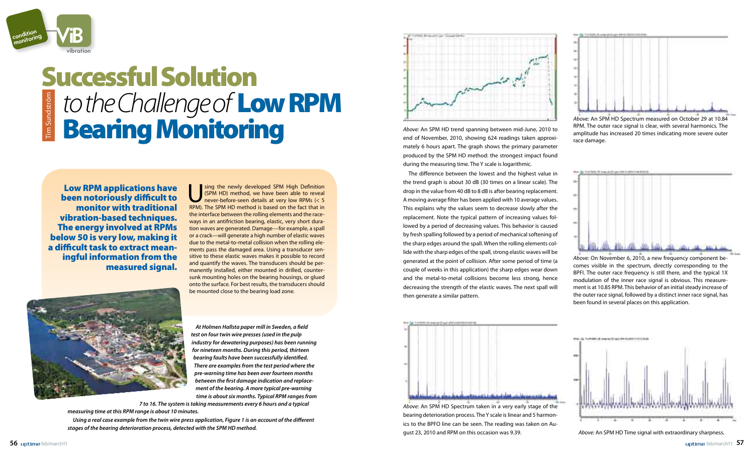# Successful Solution *to the Challenge of* Low RPM Bearing Monitoring

Tim Sundström

**Low RPM applications have been notoriously difficult to monitor with traditional vibration-based techniques. The energy involved at RPMs below 50 is very low, making it a difficult task to extract meaningful information from the measured signal.**

Using the newly developed SPM High Definition (SPM HD) method, we have been able to reveal never-before-seen details at very low RPMs (< 5 RPM). The SPM HD method is based on the fact that in the interface between the rolling elements and the raceways in an antifriction bearing, elastic, very short duration waves are generated. Damage—for example, a spall or a crack—will generate a high number of elastic waves due to the metal-to-metal collision when the rolling elements pass the damaged area. Using a transducer sensitive to these elastic waves makes it possible to record and quantify the waves. The transducers should be permanently installed, either mounted in drilled, countersunk mounting holes on the bearing housings, or glued onto the surface. For best results, the transducers should be mounted close to the bearing load zone.

*At Holmen Hallsta paper mill in Sweden, a field test on four twin wire presses (used in the pulp industry for dewatering purposes) has been running for nineteen months. During this period, thirteen bearing faults have been successfully identified. There are examples from the test period where the pre-warning time has been over fourteen months between the first damage indication and replacement of the bearing. A more typical pre-warning time is about six months. Typical RPM ranges from 7 to 16. The system is taking measurements every 6 hours and a typical measuring time at this RPM range is about 10 minutes.*

*Using a real case example from the twin wire press application, Figure 1 is an account of the different stages of the bearing deterioration process, detected with the SPM HD method.*

*Above:* An SPM HD trend spanning between mid-June, 2010 to end of November, 2010, showing 624 readings taken approximately 6 hours apart. The graph shows the primary parameter produced by the SPM HD method: the strongest impact found during the measuring time. The Y scale is logarithmic.

The difference between the lowest and the highest value in the trend graph is about 30 dB (30 times on a linear scale). The drop in the value from 40 dB to 8 dB is after bearing replacement. A moving average filter has been applied with 10 average values. This explains why the values seem to decrease slowly after the replacement. Note the typical pattern of increasing values followed by a period of decreasing values. This behavior is caused by fresh spalling followed by a period of mechanical softening of the sharp edges around the spall. When the rolling elements collide with the sharp edges of the spall, strong elastic waves will be generated at the point of collision. After some period of time (a couple of weeks in this application) the sharp edges wear down and the metal-to-metal collisions become less strong, hence decreasing the strength of the elastic waves. The next spall will then generate a similar pattern.

*Above:* An SPM HD Spectrum taken in a very early stage of the bearing deterioration process. The Y scale is linear and 5 harmonics to the BPFO line can be seen. The reading was taken on August 23, 2010 and RPM on this occasion was 9.39.

*Above:* An SPM HD Spectrum measured on October 29 at 10.84 RPM. The outer race signal is clear, with several harmonics. The amplitude has increased 20 times indicating more severe outer race damage.

*Above:* On November 6, 2010, a new frequency component becomes visible in the spectrum, directly corresponding to the BPFI. The outer race frequency is still there, and the typical 1X modulation of the inner race signal is obvious. This measurement is at 10.85 RPM. This behavior of an initial steady increase of the outer race signal, followed by a distinct inner race signal, has been found in several places on this application.

*Above:* An SPM HD Time signal with extraordinary sharpness.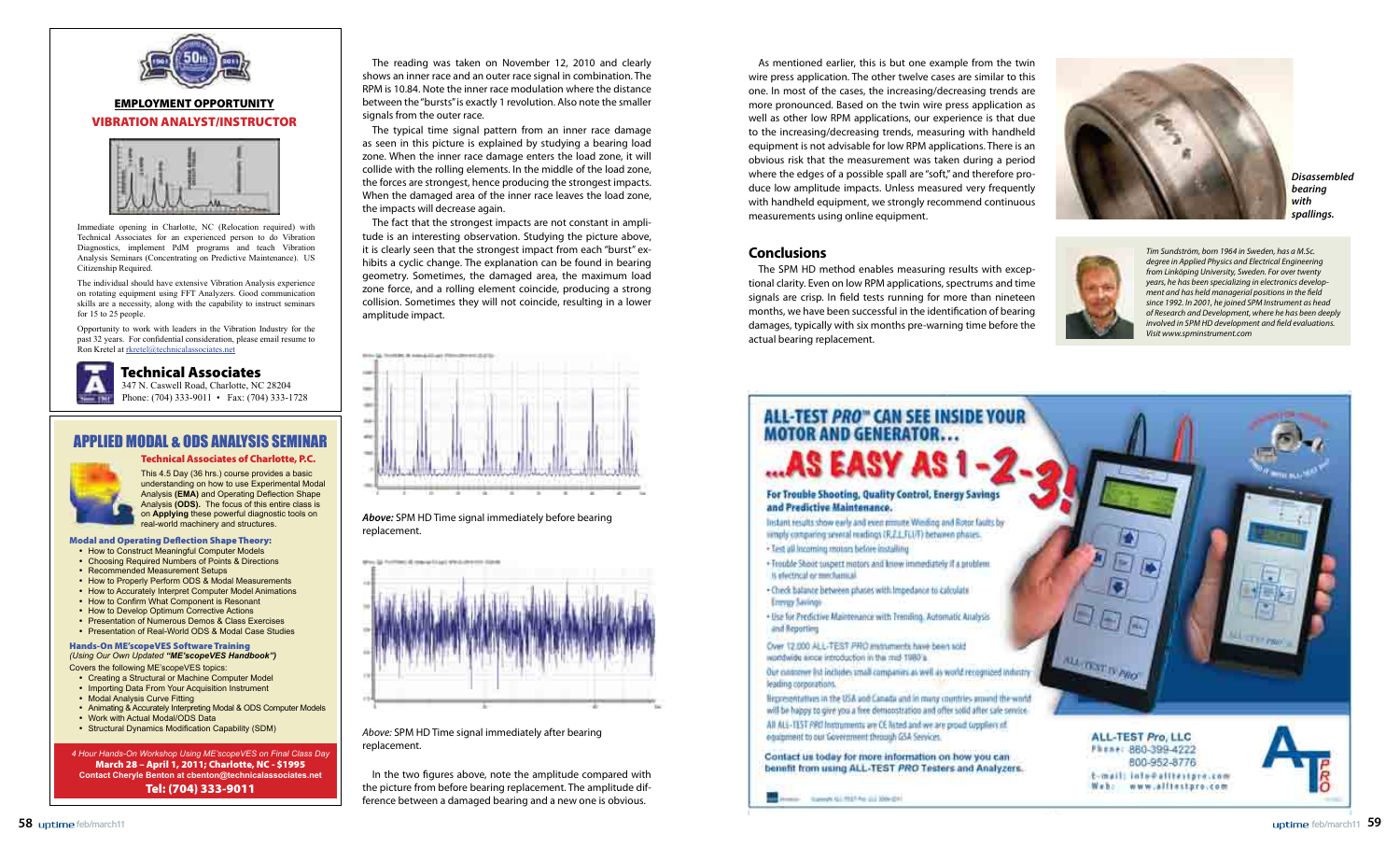## EMPLOYMENT OPPORTUNITY

## VIBRATION ANALYST/INSTRUCTOR

Immediate opening in Charlotte, NC (Relocation required) with Technical Associates for an experienced person to do Vibration Diagnostics, implement PdM programs and teach Vibration Analysis Seminars (Concentrating on Predictive Maintenance). US Citizenship Required.

The individual should have extensive Vibration Analysis experience on rotating equipment using FFT Analyzers. Good communication skills are a necessity, along with the capability to instruct seminars for 15 to 25 people.

Opportunity to work with leaders in the Vibration Industry for the past 32 years. For confidential consideration, please email resume to Ron Kretel at rkretel@technicalassociates.net

**Technical Associates**
347 N. Caswell Road, Charlotte, NC 28204
Phone: (704) 333-9011 • Fax: (704) 333-1728

## APPLIED MODAL & ODS ANALYSIS SEMINAR

**Technical Associates of Charlotte, P.C.**

This 4.5 Day (36 hrs.) course provides a basic understanding on how to use Experimental Modal Analysis **(EMA)** and Operating Deflection Shape Analysis **(ODS).** The focus of this entire class is on **Applying** these powerful diagnostic tools on real-world machinery and structures.

**Modal and Operating Deflection Shape Theory:**

- How to Construct Meaningful Computer Models
- Choosing Required Numbers of Points & Directions
- Recommended Measurement Setups
- How to Properly Perform ODS & Modal Measurements
- How to Accurately Interpret Computer Model Animations
- How to Confirm What Component is Resonant
- How to Develop Optimum Corrective Actions
- Presentation of Numerous Demos & Class Exercises
- Presentation of Real-World ODS & Modal Case Studies

**Hands-On ME'scopeVES Software Training**
*(Using Our Own Updated **"ME'scopeVES Handbook"**)*
Covers the following ME'scopeVES topics:

- Creating a Structural or Machine Computer Model
- Importing Data From Your Acquisition Instrument
- Modal Analysis Curve Fitting
- Animating & Accurately Interpreting Modal & ODS Computer Models
- Work with Actual Modal/ODS Data
- Structural Dynamics Modification Capability (SDM)

*4 Hour Hands-On Workshop Using ME'scopeVES on Final Class Day*
**March 28 – April 1, 2011; Charlotte, NC - $1995**
**Contact Cheryle Benton at cbenton@technicalassociates.net**
**Tel: (704) 333-9011**

The reading was taken on November 12, 2010 and clearly shows an inner race and an outer race signal in combination. The RPM is 10.84. Note the inner race modulation where the distance between the "bursts" is exactly 1 revolution. Also note the smaller signals from the outer race.

The typical time signal pattern from an inner race damage as seen in this picture is explained by studying a bearing load zone. When the inner race damage enters the load zone, it will collide with the rolling elements. In the middle of the load zone, the forces are strongest, hence producing the strongest impacts. When the damaged area of the inner race leaves the load zone, the impacts will decrease again.

The fact that the strongest impacts are not constant in amplitude is an interesting observation. Studying the picture above, it is clearly seen that the strongest impact from each "burst" exhibits a cyclic change. The explanation can be found in bearing geometry. Sometimes, the damaged area, the maximum load zone force, and a rolling element coincide, producing a strong collision. Sometimes they will not coincide, resulting in a lower amplitude impact.

***Above:*** SPM HD Time signal immediately before bearing replacement.

***Above:*** SPM HD Time signal immediately after bearing replacement.

In the two figures above, note the amplitude compared with the picture from before bearing replacement. The amplitude difference between a damaged bearing and a new one is obvious.

As mentioned earlier, this is but one example from the twin wire press application. The other twelve cases are similar to this one. In most of the cases, the increasing/decreasing trends are more pronounced. Based on the twin wire press application as well as other low RPM applications, our experience is that due to the increasing/decreasing trends, measuring with handheld equipment is not advisable for low RPM applications. There is an obvious risk that the measurement was taken during a period where the edges of a possible spall are "soft," and therefore produce low amplitude impacts. Unless measured very frequently with handheld equipment, we strongly recommend continuous measurements using online equipment.

***Disassembled bearing with spallings.***

## Conclusions

The SPM HD method enables measuring results with exceptional clarity. Even on low RPM applications, spectrums and time signals are crisp. In field tests running for more than nineteen months, we have been successful in the identification of bearing damages, typically with six months pre-warning time before the actual bearing replacement.

*Tim Sundström, born 1964 in Sweden, has a M.Sc. degree in Applied Physics and Electrical Engineering from Linköping University, Sweden. For over twenty years, he has been specializing in electronics development and has held managerial positions in the field since 1992. In 2001, he joined SPM Instrument as head of Research and Development, where he has been deeply involved in SPM HD development and field evaluations. Visit www.spminstrument.com*

## ALL-TEST PRO™ CAN SEE INSIDE YOUR MOTOR AND GENERATOR...

## ...AS EASY AS 1-2-3!

**For Trouble Shooting, Quality Control, Energy Savings and Predictive Maintenance.**

Instant results show early and even minute Winding and Rotor faults by simply comparing several readings (R,Z,I,FI,I/F) between phases.

- Test all incoming motors before installing
- Trouble Shoot suspect motors and know immediately if a problem is electrical or mechanical
- Check balance between phases with Impedance to calculate Energy Savings
- Use for Predictive Maintenance with Trending, Automatic Analysis and Reporting

Over 12,000 ALL-TEST PRO instruments have been sold worldwide since introduction in the mid 1980's.

Our customer list includes small companies as well as world recognized industry leading corporations.

Representatives in the USA and Canada and in many countries around the world will be happy to give you a free demonstration and offer solid after sale service.

All ALL-TEST PRO instruments are CE listed and we are proud suppliers of equipment to our Government through GSA Services.

**Contact us today for more information on how you can benefit from using ALL-TEST PRO Testers and Analyzers.**

**ALL-TEST Pro, LLC**
Phone: 860-399-4222
800-952-8776
E-mail: info@alltestpro.com
Web: www.alltestpro.com